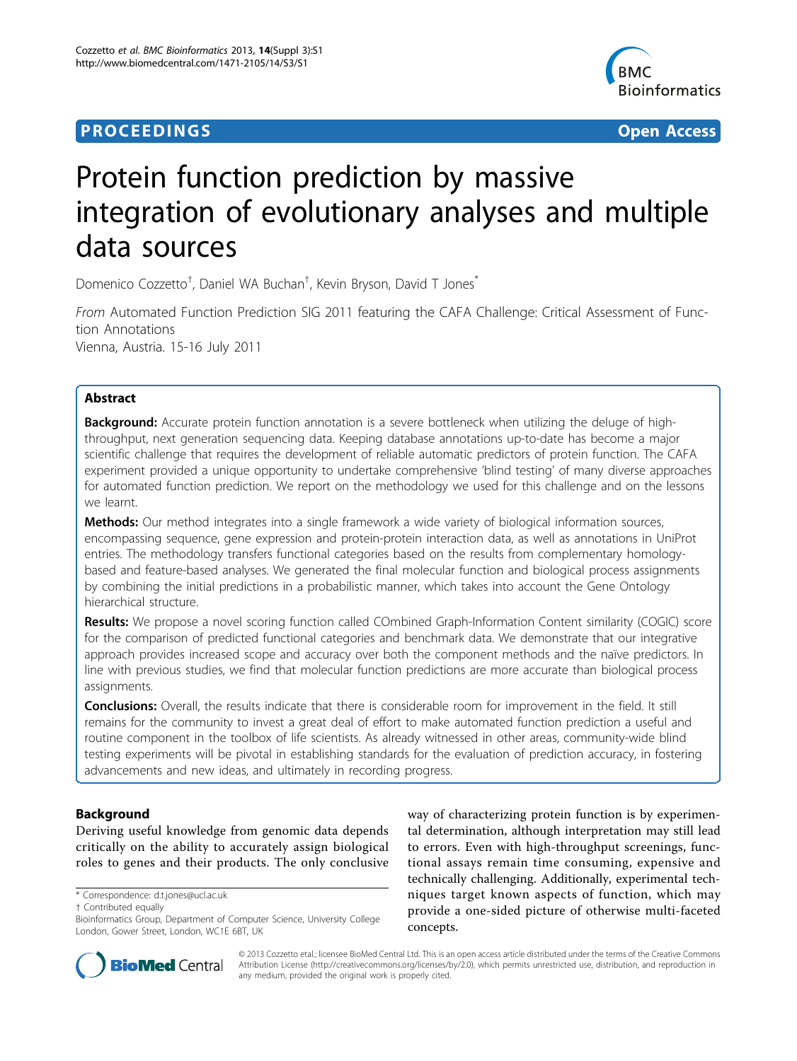**PROCEEDINGS** **Open Access**

# Protein function prediction by massive integration of evolutionary analyses and multiple data sources

Domenico Cozzetto[†], Daniel WA Buchan[†], Kevin Bryson, David T Jones[*]

*From* Automated Function Prediction SIG 2011 featuring the CAFA Challenge: Critical Assessment of Function Annotations
Vienna, Austria. 15-16 July 2011

## Abstract

**Background:** Accurate protein function annotation is a severe bottleneck when utilizing the deluge of high-throughput, next generation sequencing data. Keeping database annotations up-to-date has become a major scientific challenge that requires the development of reliable automatic predictors of protein function. The CAFA experiment provided a unique opportunity to undertake comprehensive 'blind testing' of many diverse approaches for automated function prediction. We report on the methodology we used for this challenge and on the lessons we learnt.

**Methods:** Our method integrates into a single framework a wide variety of biological information sources, encompassing sequence, gene expression and protein-protein interaction data, as well as annotations in UniProt entries. The methodology transfers functional categories based on the results from complementary homology-based and feature-based analyses. We generated the final molecular function and biological process assignments by combining the initial predictions in a probabilistic manner, which takes into account the Gene Ontology hierarchical structure.

**Results:** We propose a novel scoring function called COmbined Graph-Information Content similarity (COGIC) score for the comparison of predicted functional categories and benchmark data. We demonstrate that our integrative approach provides increased scope and accuracy over both the component methods and the naïve predictors. In line with previous studies, we find that molecular function predictions are more accurate than biological process assignments.

**Conclusions:** Overall, the results indicate that there is considerable room for improvement in the field. It still remains for the community to invest a great deal of effort to make automated function prediction a useful and routine component in the toolbox of life scientists. As already witnessed in other areas, community-wide blind testing experiments will be pivotal in establishing standards for the evaluation of prediction accuracy, in fostering advancements and new ideas, and ultimately in recording progress.

## Background

Deriving useful knowledge from genomic data depends critically on the ability to accurately assign biological roles to genes and their products. The only conclusive way of characterizing protein function is by experimental determination, although interpretation may still lead to errors. Even with high-throughput screenings, functional assays remain time consuming, expensive and technically challenging. Additionally, experimental techniques target known aspects of function, which may provide a one-sided picture of otherwise multi-faceted concepts.

\* Correspondence: d.t.jones@ucl.ac.uk
† Contributed equally
Bioinformatics Group, Department of Computer Science, University College London, Gower Street, London, WC1E 6BT, UK

© 2013 Cozzetto etal.; licensee BioMed Central Ltd. This is an open access article distributed under the terms of the Creative Commons Attribution License (http://creativecommons.org/licenses/by/2.0), which permits unrestricted use, distribution, and reproduction in any medium, provided the original work is properly cited.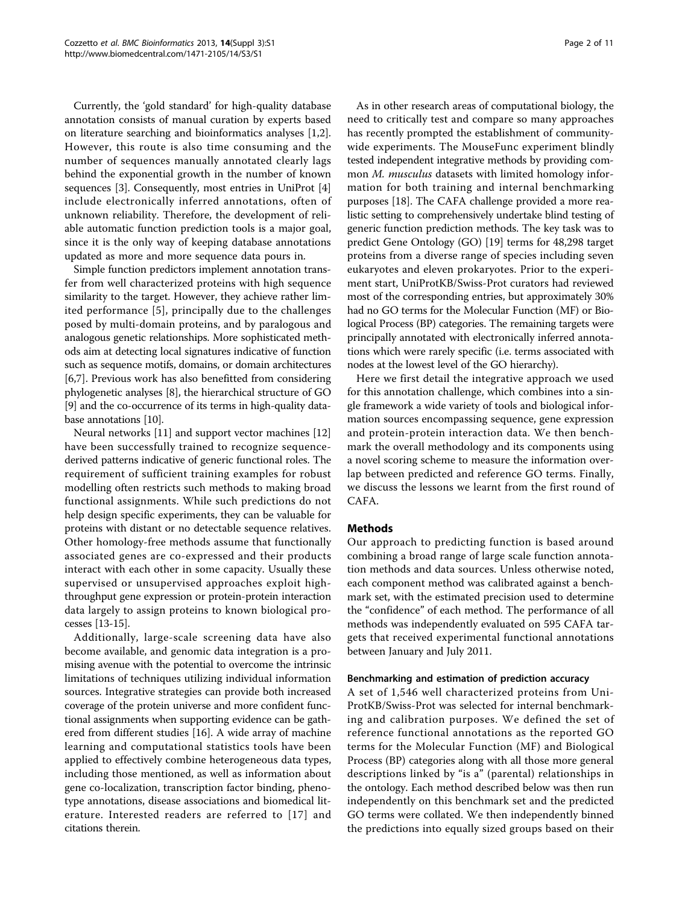Currently, the 'gold standard' for high-quality database annotation consists of manual curation by experts based on literature searching and bioinformatics analyses [1,2]. However, this route is also time consuming and the number of sequences manually annotated clearly lags behind the exponential growth in the number of known sequences [3]. Consequently, most entries in UniProt [4] include electronically inferred annotations, often of unknown reliability. Therefore, the development of reliable automatic function prediction tools is a major goal, since it is the only way of keeping database annotations updated as more and more sequence data pours in.

Simple function predictors implement annotation transfer from well characterized proteins with high sequence similarity to the target. However, they achieve rather limited performance [5], principally due to the challenges posed by multi-domain proteins, and by paralogous and analogous genetic relationships. More sophisticated methods aim at detecting local signatures indicative of function such as sequence motifs, domains, or domain architectures [6,7]. Previous work has also benefitted from considering phylogenetic analyses [8], the hierarchical structure of GO [9] and the co-occurrence of its terms in high-quality database annotations [10].

Neural networks [11] and support vector machines [12] have been successfully trained to recognize sequence-derived patterns indicative of generic functional roles. The requirement of sufficient training examples for robust modelling often restricts such methods to making broad functional assignments. While such predictions do not help design specific experiments, they can be valuable for proteins with distant or no detectable sequence relatives. Other homology-free methods assume that functionally associated genes are co-expressed and their products interact with each other in some capacity. Usually these supervised or unsupervised approaches exploit high-throughput gene expression or protein-protein interaction data largely to assign proteins to known biological processes [13-15].

Additionally, large-scale screening data have also become available, and genomic data integration is a promising avenue with the potential to overcome the intrinsic limitations of techniques utilizing individual information sources. Integrative strategies can provide both increased coverage of the protein universe and more confident functional assignments when supporting evidence can be gathered from different studies [16]. A wide array of machine learning and computational statistics tools have been applied to effectively combine heterogeneous data types, including those mentioned, as well as information about gene co-localization, transcription factor binding, phenotype annotations, disease associations and biomedical literature. Interested readers are referred to [17] and citations therein.

As in other research areas of computational biology, the need to critically test and compare so many approaches has recently prompted the establishment of community-wide experiments. The MouseFunc experiment blindly tested independent integrative methods by providing common *M. musculus* datasets with limited homology information for both training and internal benchmarking purposes [18]. The CAFA challenge provided a more realistic setting to comprehensively undertake blind testing of generic function prediction methods. The key task was to predict Gene Ontology (GO) [19] terms for 48,298 target proteins from a diverse range of species including seven eukaryotes and eleven prokaryotes. Prior to the experiment start, UniProtKB/Swiss-Prot curators had reviewed most of the corresponding entries, but approximately 30% had no GO terms for the Molecular Function (MF) or Biological Process (BP) categories. The remaining targets were principally annotated with electronically inferred annotations which were rarely specific (i.e. terms associated with nodes at the lowest level of the GO hierarchy).

Here we first detail the integrative approach we used for this annotation challenge, which combines into a single framework a wide variety of tools and biological information sources encompassing sequence, gene expression and protein-protein interaction data. We then benchmark the overall methodology and its components using a novel scoring scheme to measure the information overlap between predicted and reference GO terms. Finally, we discuss the lessons we learnt from the first round of CAFA.

## Methods

Our approach to predicting function is based around combining a broad range of large scale function annotation methods and data sources. Unless otherwise noted, each component method was calibrated against a benchmark set, with the estimated precision used to determine the "confidence" of each method. The performance of all methods was independently evaluated on 595 CAFA targets that received experimental functional annotations between January and July 2011.

### Benchmarking and estimation of prediction accuracy

A set of 1,546 well characterized proteins from UniProtKB/Swiss-Prot was selected for internal benchmarking and calibration purposes. We defined the set of reference functional annotations as the reported GO terms for the Molecular Function (MF) and Biological Process (BP) categories along with all those more general descriptions linked by "is a" (parental) relationships in the ontology. Each method described below was then run independently on this benchmark set and the predicted GO terms were collated. We then independently binned the predictions into equally sized groups based on their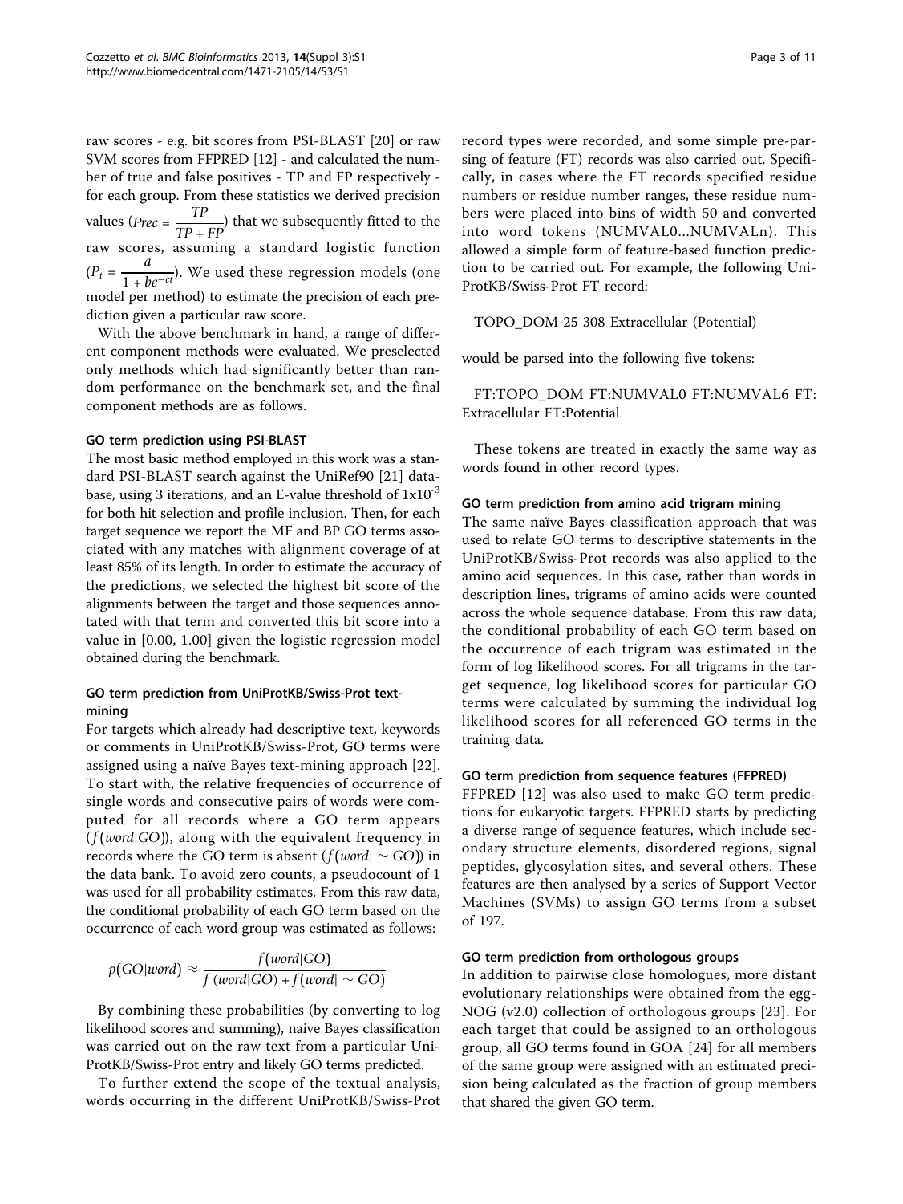raw scores - e.g. bit scores from PSI-BLAST [20] or raw SVM scores from FFPRED [12] - and calculated the number of true and false positives - TP and FP respectively - for each group. From these statistics we derived precision values ($Prec = \frac{TP}{TP + FP}$) that we subsequently fitted to the raw scores, assuming a standard logistic function ($P_t = \frac{a}{1 + be^{-ct}}$). We used these regression models (one model per method) to estimate the precision of each prediction given a particular raw score.

With the above benchmark in hand, a range of different component methods were evaluated. We preselected only methods which had significantly better than random performance on the benchmark set, and the final component methods are as follows.

#### GO term prediction using PSI-BLAST

The most basic method employed in this work was a standard PSI-BLAST search against the UniRef90 [21] database, using 3 iterations, and an E-value threshold of $1x10^{-3}$ for both hit selection and profile inclusion. Then, for each target sequence we report the MF and BP GO terms associated with any matches with alignment coverage of at least 85% of its length. In order to estimate the accuracy of the predictions, we selected the highest bit score of the alignments between the target and those sequences annotated with that term and converted this bit score into a value in [0.00, 1.00] given the logistic regression model obtained during the benchmark.

#### GO term prediction from UniProtKB/Swiss-Prot text-mining

For targets which already had descriptive text, keywords or comments in UniProtKB/Swiss-Prot, GO terms were assigned using a naïve Bayes text-mining approach [22]. To start with, the relative frequencies of occurrence of single words and consecutive pairs of words were computed for all records where a GO term appears ($f(word|GO)$), along with the equivalent frequency in records where the GO term is absent ($f(word| \sim GO)$) in the data bank. To avoid zero counts, a pseudocount of 1 was used for all probability estimates. From this raw data, the conditional probability of each GO term based on the occurrence of each word group was estimated as follows:

$$p(GO|word) \approx \frac{f(word|GO)}{f(word|GO) + f(word| \sim GO)}$$

By combining these probabilities (by converting to log likelihood scores and summing), naive Bayes classification was carried out on the raw text from a particular UniProtKB/Swiss-Prot entry and likely GO terms predicted.

To further extend the scope of the textual analysis, words occurring in the different UniProtKB/Swiss-Prot record types were recorded, and some simple pre-parsing of feature (FT) records was also carried out. Specifically, in cases where the FT records specified residue numbers or residue number ranges, these residue numbers were placed into bins of width 50 and converted into word tokens (NUMVAL0...NUMVALn). This allowed a simple form of feature-based function prediction to be carried out. For example, the following UniProtKB/Swiss-Prot FT record:

TOPO_DOM 25 308 Extracellular (Potential)

would be parsed into the following five tokens:

FT:TOPO_DOM FT:NUMVAL0 FT:NUMVAL6 FT:Extracellular FT:Potential

These tokens are treated in exactly the same way as words found in other record types.

#### GO term prediction from amino acid trigram mining

The same naïve Bayes classification approach that was used to relate GO terms to descriptive statements in the UniProtKB/Swiss-Prot records was also applied to the amino acid sequences. In this case, rather than words in description lines, trigrams of amino acids were counted across the whole sequence database. From this raw data, the conditional probability of each GO term based on the occurrence of each trigram was estimated in the form of log likelihood scores. For all trigrams in the target sequence, log likelihood scores for particular GO terms were calculated by summing the individual log likelihood scores for all referenced GO terms in the training data.

#### GO term prediction from sequence features (FFPRED)

FFPRED [12] was also used to make GO term predictions for eukaryotic targets. FFPRED starts by predicting a diverse range of sequence features, which include secondary structure elements, disordered regions, signal peptides, glycosylation sites, and several others. These features are then analysed by a series of Support Vector Machines (SVMs) to assign GO terms from a subset of 197.

#### GO term prediction from orthologous groups

In addition to pairwise close homologues, more distant evolutionary relationships were obtained from the eggNOG (v2.0) collection of orthologous groups [23]. For each target that could be assigned to an orthologous group, all GO terms found in GOA [24] for all members of the same group were assigned with an estimated precision being calculated as the fraction of group members that shared the given GO term.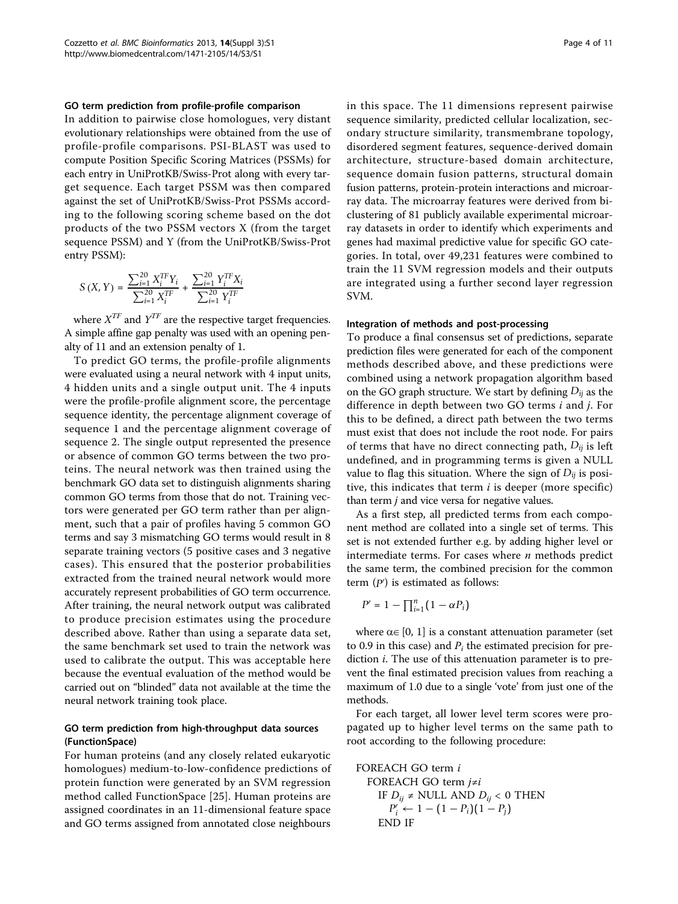### GO term prediction from profile-profile comparison

In addition to pairwise close homologues, very distant evolutionary relationships were obtained from the use of profile-profile comparisons. PSI-BLAST was used to compute Position Specific Scoring Matrices (PSSMs) for each entry in UniProtKB/Swiss-Prot along with every target sequence. Each target PSSM was then compared against the set of UniProtKB/Swiss-Prot PSSMs according to the following scoring scheme based on the dot products of the two PSSM vectors X (from the target sequence PSSM) and Y (from the UniProtKB/Swiss-Prot entry PSSM):

$$S(X,Y) = \frac{\sum_{i=1}^{20} X_i^{TF} Y_i}{\sum_{i=1}^{20} X_i^{TF}} + \frac{\sum_{i=1}^{20} Y_i^{TF} X_i}{\sum_{i=1}^{20} Y_i^{TF}}$$

where $X^{TF}$ and $Y^{TF}$ are the respective target frequencies. A simple affine gap penalty was used with an opening penalty of 11 and an extension penalty of 1.

To predict GO terms, the profile-profile alignments were evaluated using a neural network with 4 input units, 4 hidden units and a single output unit. The 4 inputs were the profile-profile alignment score, the percentage sequence identity, the percentage alignment coverage of sequence 1 and the percentage alignment coverage of sequence 2. The single output represented the presence or absence of common GO terms between the two proteins. The neural network was then trained using the benchmark GO data set to distinguish alignments sharing common GO terms from those that do not. Training vectors were generated per GO term rather than per alignment, such that a pair of profiles having 5 common GO terms and say 3 mismatching GO terms would result in 8 separate training vectors (5 positive cases and 3 negative cases). This ensured that the posterior probabilities extracted from the trained neural network would more accurately represent probabilities of GO term occurrence. After training, the neural network output was calibrated to produce precision estimates using the procedure described above. Rather than using a separate data set, the same benchmark set used to train the network was used to calibrate the output. This was acceptable here because the eventual evaluation of the method would be carried out on "blinded" data not available at the time the neural network training took place.

### GO term prediction from high-throughput data sources (FunctionSpace)

For human proteins (and any closely related eukaryotic homologues) medium-to-low-confidence predictions of protein function were generated by an SVM regression method called FunctionSpace [25]. Human proteins are assigned coordinates in an 11-dimensional feature space and GO terms assigned from annotated close neighbours in this space. The 11 dimensions represent pairwise sequence similarity, predicted cellular localization, secondary structure similarity, transmembrane topology, disordered segment features, sequence-derived domain architecture, structure-based domain architecture, sequence domain fusion patterns, structural domain fusion patterns, protein-protein interactions and microarray data. The microarray features were derived from biclustering of 81 publicly available experimental microarray datasets in order to identify which experiments and genes had maximal predictive value for specific GO categories. In total, over 49,231 features were combined to train the 11 SVM regression models and their outputs are integrated using a further second layer regression SVM.

### Integration of methods and post-processing

To produce a final consensus set of predictions, separate prediction files were generated for each of the component methods described above, and these predictions were combined using a network propagation algorithm based on the GO graph structure. We start by defining $D_{ij}$ as the difference in depth between two GO terms *i* and *j*. For this to be defined, a direct path between the two terms must exist that does not include the root node. For pairs of terms that have no direct connecting path, $D_{ij}$ is left undefined, and in programming terms is given a NULL value to flag this situation. Where the sign of $D_{ij}$ is positive, this indicates that term *i* is deeper (more specific) than term *j* and vice versa for negative values.

As a first step, all predicted terms from each component method are collated into a single set of terms. This set is not extended further e.g. by adding higher level or intermediate terms. For cases where *n* methods predict the same term, the combined precision for the common term ($P'$) is estimated as follows:

$$P' = 1 - \prod_{i=1}^{n} (1 - \alpha P_i)$$

where $\alpha \in [0, 1]$ is a constant attenuation parameter (set to 0.9 in this case) and $P_i$ the estimated precision for prediction *i*. The use of this attenuation parameter is to prevent the final estimated precision values from reaching a maximum of 1.0 due to a single 'vote' from just one of the methods.

For each target, all lower level term scores were propagated up to higher level terms on the same path to root according to the following procedure:

```
FOREACH GO term i
   FOREACH GO term j≠i
      IF D_ij ≠ NULL AND D_ij < 0 THEN
         P'_i ← 1 − (1 − P_i)(1 − P_j)
      END IF
```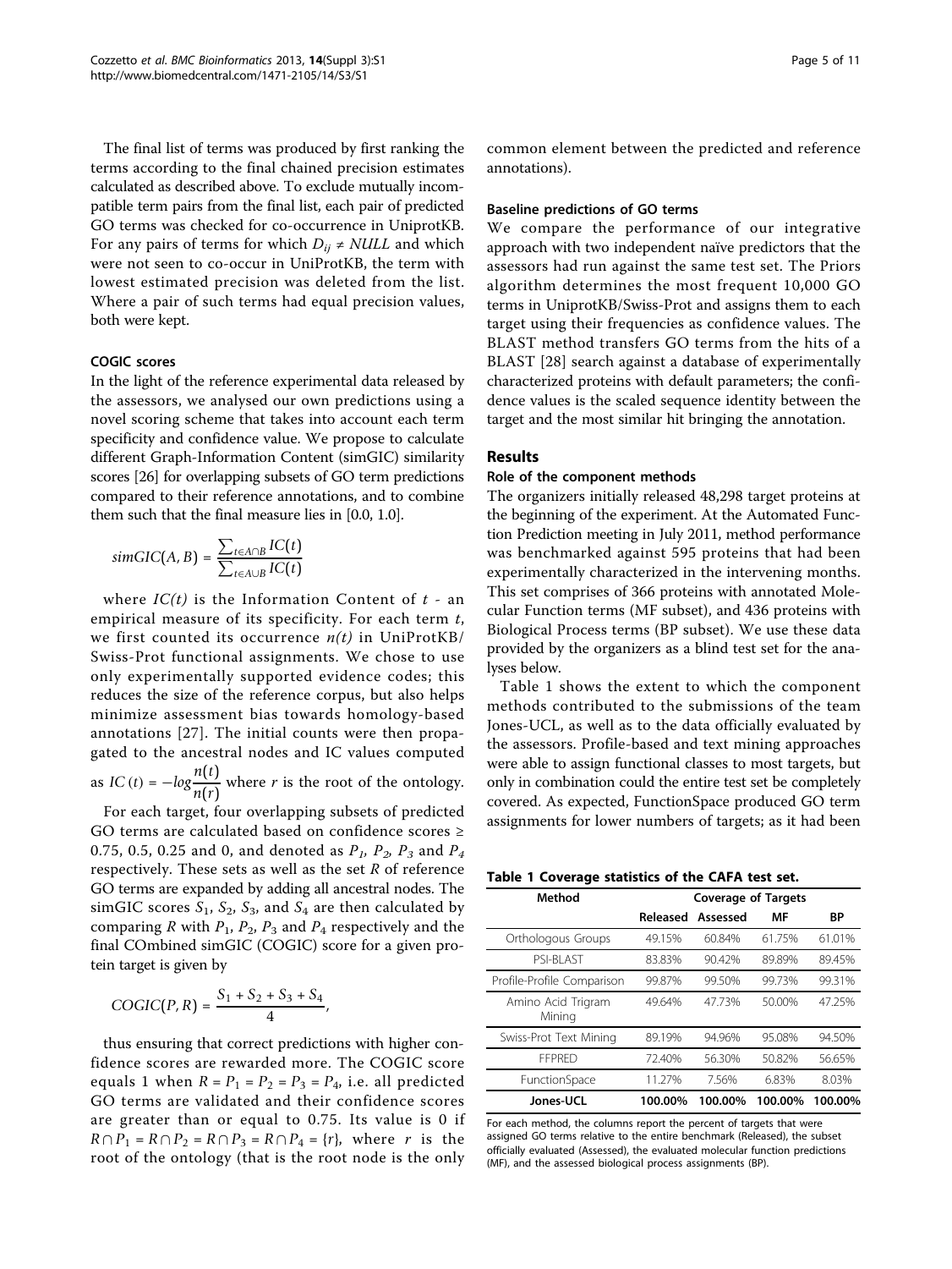The final list of terms was produced by first ranking the terms according to the final chained precision estimates calculated as described above. To exclude mutually incompatible term pairs from the final list, each pair of predicted GO terms was checked for co-occurrence in UniprotKB. For any pairs of terms for which $D_{ij} \neq NULL$ and which were not seen to co-occur in UniProtKB, the term with lowest estimated precision was deleted from the list. Where a pair of such terms had equal precision values, both were kept.

### COGIC scores

In the light of the reference experimental data released by the assessors, we analysed our own predictions using a novel scoring scheme that takes into account each term specificity and confidence value. We propose to calculate different Graph-Information Content (simGIC) similarity scores [26] for overlapping subsets of GO term predictions compared to their reference annotations, and to combine them such that the final measure lies in [0.0, 1.0].

$$simGIC(A,B) = \frac{\sum_{t \in A \cap B} IC(t)}{\sum_{t \in A \cup B} IC(t)}$$

where $IC(t)$ is the Information Content of $t$ - an empirical measure of its specificity. For each term $t$, we first counted its occurrence $n(t)$ in UniProtKB/Swiss-Prot functional assignments. We chose to use only experimentally supported evidence codes; this reduces the size of the reference corpus, but also helps minimize assessment bias towards homology-based annotations [27]. The initial counts were then propagated to the ancestral nodes and IC values computed as $IC(t) = -log\frac{n(t)}{n(r)}$ where $r$ is the root of the ontology.

For each target, four overlapping subsets of predicted GO terms are calculated based on confidence scores ≥ 0.75, 0.5, 0.25 and 0, and denoted as $P_1$, $P_2$, $P_3$ and $P_4$ respectively. These sets as well as the set $R$ of reference GO terms are expanded by adding all ancestral nodes. The simGIC scores $S_1$, $S_2$, $S_3$, and $S_4$ are then calculated by comparing $R$ with $P_1$, $P_2$, $P_3$ and $P_4$ respectively and the final COmbined simGIC (COGIC) score for a given protein target is given by

$$COGIC(P,R) = \frac{S_1 + S_2 + S_3 + S_4}{4},$$

thus ensuring that correct predictions with higher confidence scores are rewarded more. The COGIC score equals 1 when $R = P_1 = P_2 = P_3 = P_4$, i.e. all predicted GO terms are validated and their confidence scores are greater than or equal to 0.75. Its value is 0 if $R \cap P_1 = R \cap P_2 = R \cap P_3 = R \cap P_4 = \{r\}$, where $r$ is the root of the ontology (that is the root node is the only common element between the predicted and reference annotations).

### Baseline predictions of GO terms

We compare the performance of our integrative approach with two independent naïve predictors that the assessors had run against the same test set. The Priors algorithm determines the most frequent 10,000 GO terms in UniprotKB/Swiss-Prot and assigns them to each target using their frequencies as confidence values. The BLAST method transfers GO terms from the hits of a BLAST [28] search against a database of experimentally characterized proteins with default parameters; the confidence values is the scaled sequence identity between the target and the most similar hit bringing the annotation.

## Results

### Role of the component methods

The organizers initially released 48,298 target proteins at the beginning of the experiment. At the Automated Function Prediction meeting in July 2011, method performance was benchmarked against 595 proteins that had been experimentally characterized in the intervening months. This set comprises of 366 proteins with annotated Molecular Function terms (MF subset), and 436 proteins with Biological Process terms (BP subset). We use these data provided by the organizers as a blind test set for the analyses below.

Table 1 shows the extent to which the component methods contributed to the submissions of the team Jones-UCL, as well as to the data officially evaluated by the assessors. Profile-based and text mining approaches were able to assign functional classes to most targets, but only in combination could the entire test set be completely covered. As expected, FunctionSpace produced GO term assignments for lower numbers of targets; as it had been

**Table 1 Coverage statistics of the CAFA test set.**

| Method | Coverage of Targets | | | |
|---|---|---|---|---|
| | Released | Assessed | MF | BP |
| Orthologous Groups | 49.15% | 60.84% | 61.75% | 61.01% |
| PSI-BLAST | 83.83% | 90.42% | 89.89% | 89.45% |
| Profile-Profile Comparison | 99.87% | 99.50% | 99.73% | 99.31% |
| Amino Acid Trigram Mining | 49.64% | 47.73% | 50.00% | 47.25% |
| Swiss-Prot Text Mining | 89.19% | 94.96% | 95.08% | 94.50% |
| FFPRED | 72.40% | 56.30% | 50.82% | 56.65% |
| FunctionSpace | 11.27% | 7.56% | 6.83% | 8.03% |
| **Jones-UCL** | **100.00%** | **100.00%** | **100.00%** | **100.00%** |

For each method, the columns report the percent of targets that were assigned GO terms relative to the entire benchmark (Released), the subset officially evaluated (Assessed), the evaluated molecular function predictions (MF), and the assessed biological process assignments (BP).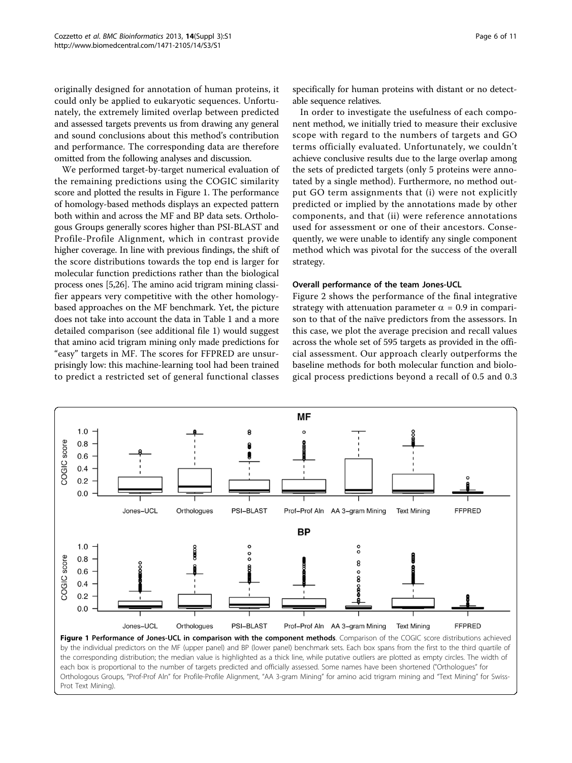originally designed for annotation of human proteins, it could only be applied to eukaryotic sequences. Unfortunately, the extremely limited overlap between predicted and assessed targets prevents us from drawing any general and sound conclusions about this method's contribution and performance. The corresponding data are therefore omitted from the following analyses and discussion.

We performed target-by-target numerical evaluation of the remaining predictions using the COGIC similarity score and plotted the results in Figure 1. The performance of homology-based methods displays an expected pattern both within and across the MF and BP data sets. Orthologous Groups generally scores higher than PSI-BLAST and Profile-Profile Alignment, which in contrast provide higher coverage. In line with previous findings, the shift of the score distributions towards the top end is larger for molecular function predictions rather than the biological process ones [5,26]. The amino acid trigram mining classifier appears very competitive with the other homology-based approaches on the MF benchmark. Yet, the picture does not take into account the data in Table 1 and a more detailed comparison (see additional file 1) would suggest that amino acid trigram mining only made predictions for "easy" targets in MF. The scores for FFPRED are unsurprisingly low: this machine-learning tool had been trained to predict a restricted set of general functional classes specifically for human proteins with distant or no detectable sequence relatives.

In order to investigate the usefulness of each component method, we initially tried to measure their exclusive scope with regard to the numbers of targets and GO terms officially evaluated. Unfortunately, we couldn't achieve conclusive results due to the large overlap among the sets of predicted targets (only 5 proteins were annotated by a single method). Furthermore, no method output GO term assignments that (i) were not explicitly predicted or implied by the annotations made by other components, and that (ii) were reference annotations used for assessment or one of their ancestors. Consequently, we were unable to identify any single component method which was pivotal for the success of the overall strategy.

#### Overall performance of the team Jones-UCL

Figure 2 shows the performance of the final integrative strategy with attenuation parameter $\alpha = 0.9$ in comparison to that of the naïve predictors from the assessors. In this case, we plot the average precision and recall values across the whole set of 595 targets as provided in the official assessment. Our approach clearly outperforms the baseline methods for both molecular function and biological process predictions beyond a recall of 0.5 and 0.3

**Figure 1 Performance of Jones-UCL in comparison with the component methods**. Comparison of the COGIC score distributions achieved by the individual predictors on the MF (upper panel) and BP (lower panel) benchmark sets. Each box spans from the first to the third quartile of the corresponding distribution; the median value is highlighted as a thick line, while putative outliers are plotted as empty circles. The width of each box is proportional to the number of targets predicted and officially assessed. Some names have been shortened ("Orthologues" for Orthologous Groups, "Prof-Prof Aln" for Profile-Profile Alignment, "AA 3-gram Mining" for amino acid trigram mining and "Text Mining" for Swiss-Prot Text Mining).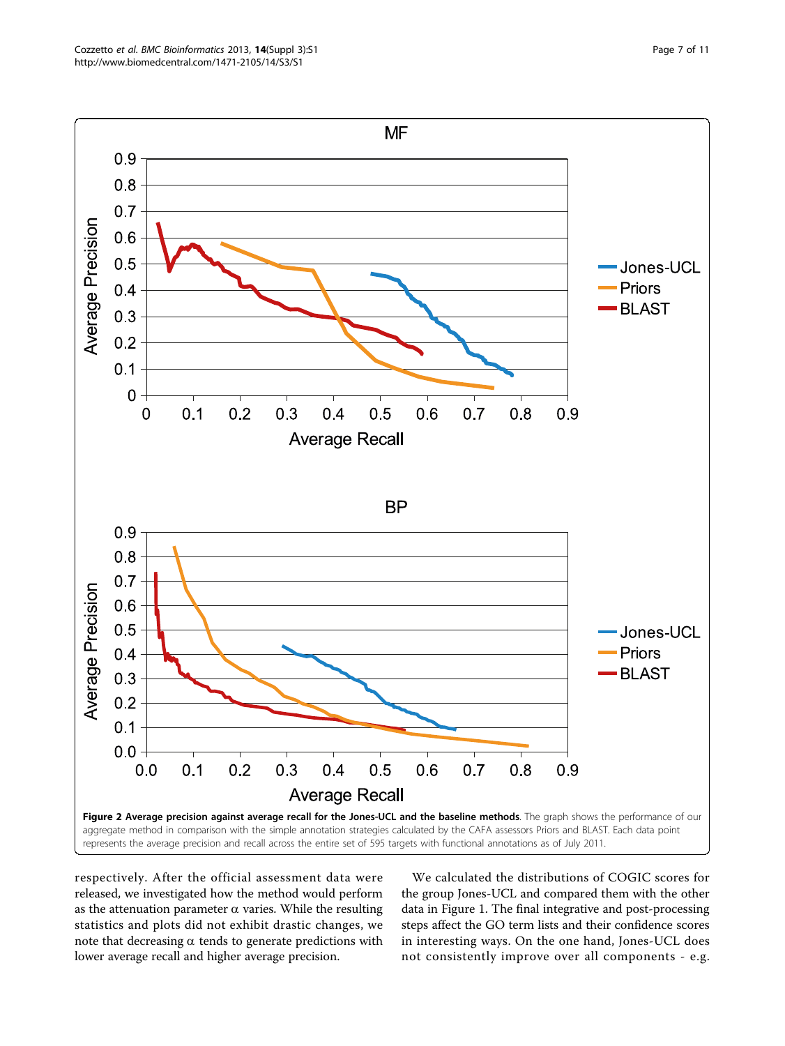**Figure 2 Average precision against average recall for the Jones-UCL and the baseline methods**. The graph shows the performance of our aggregate method in comparison with the simple annotation strategies calculated by the CAFA assessors Priors and BLAST. Each data point represents the average precision and recall across the entire set of 595 targets with functional annotations as of July 2011.

respectively. After the official assessment data were released, we investigated how the method would perform as the attenuation parameter $\alpha$ varies. While the resulting statistics and plots did not exhibit drastic changes, we note that decreasing $\alpha$ tends to generate predictions with lower average recall and higher average precision.

We calculated the distributions of COGIC scores for the group Jones-UCL and compared them with the other data in Figure 1. The final integrative and post-processing steps affect the GO term lists and their confidence scores in interesting ways. On the one hand, Jones-UCL does not consistently improve over all components - e.g.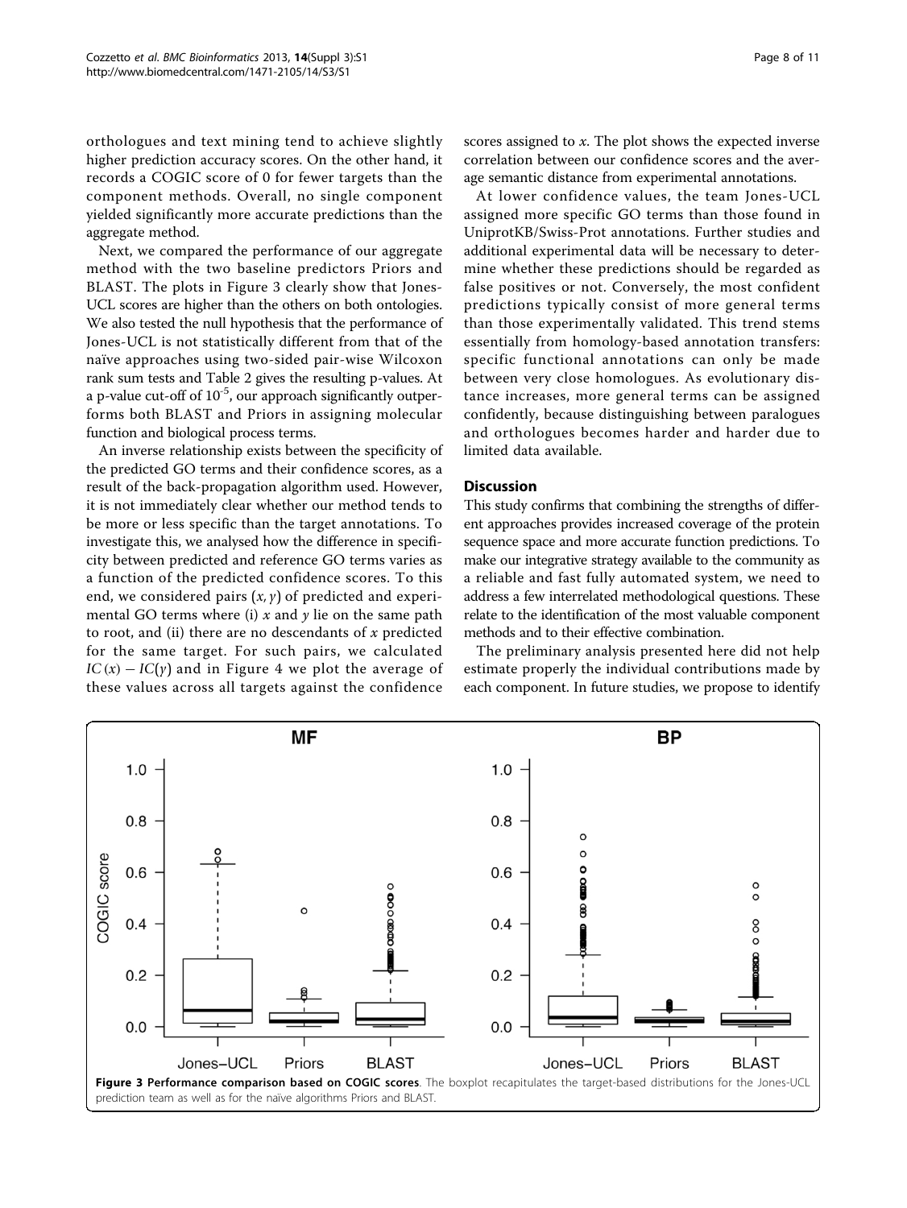orthologues and text mining tend to achieve slightly higher prediction accuracy scores. On the other hand, it records a COGIC score of 0 for fewer targets than the component methods. Overall, no single component yielded significantly more accurate predictions than the aggregate method.

Next, we compared the performance of our aggregate method with the two baseline predictors Priors and BLAST. The plots in Figure 3 clearly show that Jones-UCL scores are higher than the others on both ontologies. We also tested the null hypothesis that the performance of Jones-UCL is not statistically different from that of the naïve approaches using two-sided pair-wise Wilcoxon rank sum tests and Table 2 gives the resulting p-values. At a p-value cut-off of $10^{-5}$, our approach significantly outperforms both BLAST and Priors in assigning molecular function and biological process terms.

An inverse relationship exists between the specificity of the predicted GO terms and their confidence scores, as a result of the back-propagation algorithm used. However, it is not immediately clear whether our method tends to be more or less specific than the target annotations. To investigate this, we analysed how the difference in specificity between predicted and reference GO terms varies as a function of the predicted confidence scores. To this end, we considered pairs $(x, y)$ of predicted and experimental GO terms where (i) $x$ and $y$ lie on the same path to root, and (ii) there are no descendants of $x$ predicted for the same target. For such pairs, we calculated $IC(x) - IC(y)$ and in Figure 4 we plot the average of these values across all targets against the confidence scores assigned to $x$. The plot shows the expected inverse correlation between our confidence scores and the average semantic distance from experimental annotations.

At lower confidence values, the team Jones-UCL assigned more specific GO terms than those found in UniprotKB/Swiss-Prot annotations. Further studies and additional experimental data will be necessary to determine whether these predictions should be regarded as false positives or not. Conversely, the most confident predictions typically consist of more general terms than those experimentally validated. This trend stems essentially from homology-based annotation transfers: specific functional annotations can only be made between very close homologues. As evolutionary distance increases, more general terms can be assigned confidently, because distinguishing between paralogues and orthologues becomes harder and harder due to limited data available.

## Discussion

This study confirms that combining the strengths of different approaches provides increased coverage of the protein sequence space and more accurate function predictions. To make our integrative strategy available to the community as a reliable and fast fully automated system, we need to address a few interrelated methodological questions. These relate to the identification of the most valuable component methods and to their effective combination.

The preliminary analysis presented here did not help estimate properly the individual contributions made by each component. In future studies, we propose to identify

**Figure 3 Performance comparison based on COGIC scores**. The boxplot recapitulates the target-based distributions for the Jones-UCL prediction team as well as for the naïve algorithms Priors and BLAST.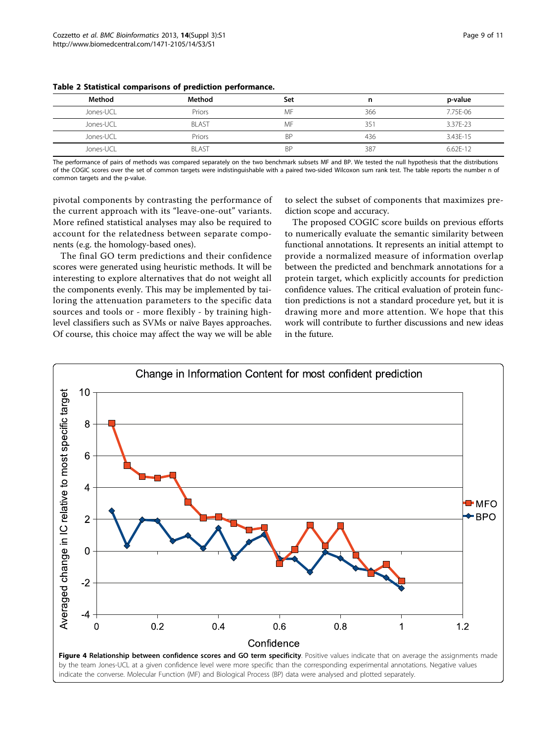**Table 2 Statistical comparisons of prediction performance.**

| Method | Method | Set | n | p-value |
|---|---|---|---|---|
| Jones-UCL | Priors | MF | 366 | 7.75E-06 |
| Jones-UCL | BLAST | MF | 351 | 3.37E-23 |
| Jones-UCL | Priors | BP | 436 | 3.43E-15 |
| Jones-UCL | BLAST | BP | 387 | 6.62E-12 |

The performance of pairs of methods was compared separately on the two benchmark subsets MF and BP. We tested the null hypothesis that the distributions of the COGIC scores over the set of common targets were indistinguishable with a paired two-sided Wilcoxon sum rank test. The table reports the number n of common targets and the p-value.

pivotal components by contrasting the performance of the current approach with its "leave-one-out" variants. More refined statistical analyses may also be required to account for the relatedness between separate components (e.g. the homology-based ones).

The final GO term predictions and their confidence scores were generated using heuristic methods. It will be interesting to explore alternatives that do not weight all the components evenly. This may be implemented by tailoring the attenuation parameters to the specific data sources and tools or - more flexibly - by training high-level classifiers such as SVMs or naïve Bayes approaches. Of course, this choice may affect the way we will be able to select the subset of components that maximizes prediction scope and accuracy.

The proposed COGIC score builds on previous efforts to numerically evaluate the semantic similarity between functional annotations. It represents an initial attempt to provide a normalized measure of information overlap between the predicted and benchmark annotations for a protein target, which explicitly accounts for prediction confidence values. The critical evaluation of protein function predictions is not a standard procedure yet, but it is drawing more and more attention. We hope that this work will contribute to further discussions and new ideas in the future.

**Figure 4 Relationship between confidence scores and GO term specificity**. Positive values indicate that on average the assignments made by the team Jones-UCL at a given confidence level were more specific than the corresponding experimental annotations. Negative values indicate the converse. Molecular Function (MF) and Biological Process (BP) data were analysed and plotted separately.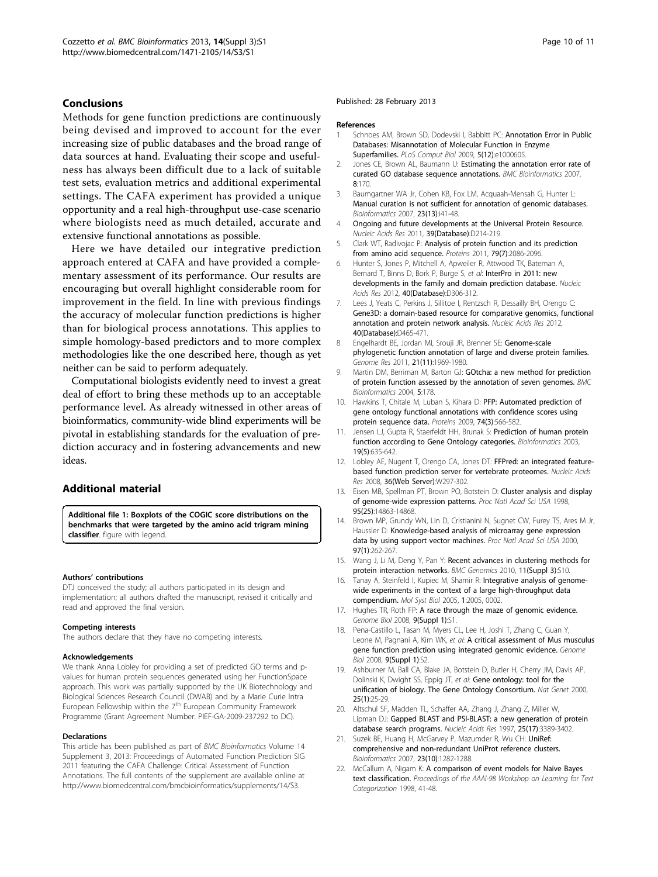## Conclusions

Methods for gene function predictions are continuously being devised and improved to account for the ever increasing size of public databases and the broad range of data sources at hand. Evaluating their scope and usefulness has always been difficult due to a lack of suitable test sets, evaluation metrics and additional experimental settings. The CAFA experiment has provided a unique opportunity and a real high-throughput use-case scenario where biologists need as much detailed, accurate and extensive functional annotations as possible.

Here we have detailed our integrative prediction approach entered at CAFA and have provided a complementary assessment of its performance. Our results are encouraging but overall highlight considerable room for improvement in the field. In line with previous findings the accuracy of molecular function predictions is higher than for biological process annotations. This applies to simple homology-based predictors and to more complex methodologies like the one described here, though as yet neither can be said to perform adequately.

Computational biologists evidently need to invest a great deal of effort to bring these methods up to an acceptable performance level. As already witnessed in other areas of bioinformatics, community-wide blind experiments will be pivotal in establishing standards for the evaluation of prediction accuracy and in fostering advancements and new ideas.

## Additional material

**Additional file 1: Boxplots of the COGIC score distributions on the benchmarks that were targeted by the amino acid trigram mining classifier**. figure with legend.

#### Authors' contributions

DTJ conceived the study; all authors participated in its design and implementation; all authors drafted the manuscript, revised it critically and read and approved the final version.

#### Competing interests

The authors declare that they have no competing interests.

#### Acknowledgements

We thank Anna Lobley for providing a set of predicted GO terms and p-values for human protein sequences generated using her FunctionSpace approach. This work was partially supported by the UK Biotechnology and Biological Sciences Research Council (DWAB) and by a Marie Curie Intra European Fellowship within the 7th European Community Framework Programme (Grant Agreement Number: PIEF-GA-2009-237292 to DC).

#### Declarations

This article has been published as part of *BMC Bioinformatics* Volume 14 Supplement 3, 2013: Proceedings of Automated Function Prediction SIG 2011 featuring the CAFA Challenge: Critical Assessment of Function Annotations. The full contents of the supplement are available online at http://www.biomedcentral.com/bmcbioinformatics/supplements/14/S3.

Published: 28 February 2013

#### References

1. Schnoes AM, Brown SD, Dodevski I, Babbitt PC: **Annotation Error in Public Databases: Misannotation of Molecular Function in Enzyme Superfamilies.** *PLoS Comput Biol* 2009, **5(12)**:e1000605.
2. Jones CE, Brown AL, Baumann U: **Estimating the annotation error rate of curated GO database sequence annotations.** *BMC Bioinformatics* 2007, **8**:170.
3. Baumgartner WA Jr, Cohen KB, Fox LM, Acquaah-Mensah G, Hunter L: **Manual curation is not sufficient for annotation of genomic databases.** *Bioinformatics* 2007, **23(13)**:i41-48.
4. **Ongoing and future developments at the Universal Protein Resource.** *Nucleic Acids Res* 2011, **39(Database)**:D214-219.
5. Clark WT, Radivojac P: **Analysis of protein function and its prediction from amino acid sequence.** *Proteins* 2011, **79(7)**:2086-2096.
6. Hunter S, Jones P, Mitchell A, Apweiler R, Attwood TK, Bateman A, Bernard T, Binns D, Bork P, Burge S, *et al*: **InterPro in 2011: new developments in the family and domain prediction database.** *Nucleic Acids Res* 2012, **40(Database)**:D306-312.
7. Lees J, Yeats C, Perkins J, Sillitoe I, Rentzsch R, Dessailly BH, Orengo C: **Gene3D: a domain-based resource for comparative genomics, functional annotation and protein network analysis.** *Nucleic Acids Res* 2012, **40(Database)**:D465-471.
8. Engelhardt BE, Jordan MI, Srouji JR, Brenner SE: **Genome-scale phylogenetic function annotation of large and diverse protein families.** *Genome Res* 2011, **21(11)**:1969-1980.
9. Martin DM, Berriman M, Barton GJ: **GOtcha: a new method for prediction of protein function assessed by the annotation of seven genomes.** *BMC Bioinformatics* 2004, **5**:178.
10. Hawkins T, Chitale M, Luban S, Kihara D: **PFP: Automated prediction of gene ontology functional annotations with confidence scores using protein sequence data.** *Proteins* 2009, **74(3)**:566-582.
11. Jensen LJ, Gupta R, Staerfeldt HH, Brunak S: **Prediction of human protein function according to Gene Ontology categories.** *Bioinformatics* 2003, **19(5)**:635-642.
12. Lobley AE, Nugent T, Orengo CA, Jones DT: **FFPred: an integrated feature-based function prediction server for vertebrate proteomes.** *Nucleic Acids Res* 2008, **36(Web Server)**:W297-302.
13. Eisen MB, Spellman PT, Brown PO, Botstein D: **Cluster analysis and display of genome-wide expression patterns.** *Proc Natl Acad Sci USA* 1998, **95(25)**:14863-14868.
14. Brown MP, Grundy WN, Lin D, Cristianini N, Sugnet CW, Furey TS, Ares M Jr, Haussler D: **Knowledge-based analysis of microarray gene expression data by using support vector machines.** *Proc Natl Acad Sci USA* 2000, **97(1)**:262-267.
15. Wang J, Li M, Deng Y, Pan Y: **Recent advances in clustering methods for protein interaction networks.** *BMC Genomics* 2010, **11(Suppl 3)**:S10.
16. Tanay A, Steinfeld I, Kupiec M, Shamir R: **Integrative analysis of genome-wide experiments in the context of a large high-throughput data compendium.** *Mol Syst Biol* 2005, **1**:2005, 0002.
17. Hughes TR, Roth FP: **A race through the maze of genomic evidence.** *Genome Biol* 2008, **9(Suppl 1)**:S1.
18. Pena-Castillo L, Tasan M, Myers CL, Lee H, Joshi T, Zhang C, Guan Y, Leone M, Pagnani A, Kim WK, *et al*: **A critical assessment of Mus musculus gene function prediction using integrated genomic evidence.** *Genome Biol* 2008, **9(Suppl 1)**:S2.
19. Ashburner M, Ball CA, Blake JA, Botstein D, Butler H, Cherry JM, Davis AP, Dolinski K, Dwight SS, Eppig JT, *et al*: **Gene ontology: tool for the unification of biology. The Gene Ontology Consortium.** *Nat Genet* 2000, **25(1)**:25-29.
20. Altschul SF, Madden TL, Schaffer AA, Zhang J, Zhang Z, Miller W, Lipman DJ: **Gapped BLAST and PSI-BLAST: a new generation of protein database search programs.** *Nucleic Acids Res* 1997, **25(17)**:3389-3402.
21. Suzek BE, Huang H, McGarvey P, Mazumder R, Wu CH: **UniRef: comprehensive and non-redundant UniProt reference clusters.** *Bioinformatics* 2007, **23(10)**:1282-1288.
22. McCallum A, Nigam K: **A comparison of event models for Naive Bayes text classification.** *Proceedings of the AAAI-98 Workshop on Learning for Text Categorization* 1998, 41-48.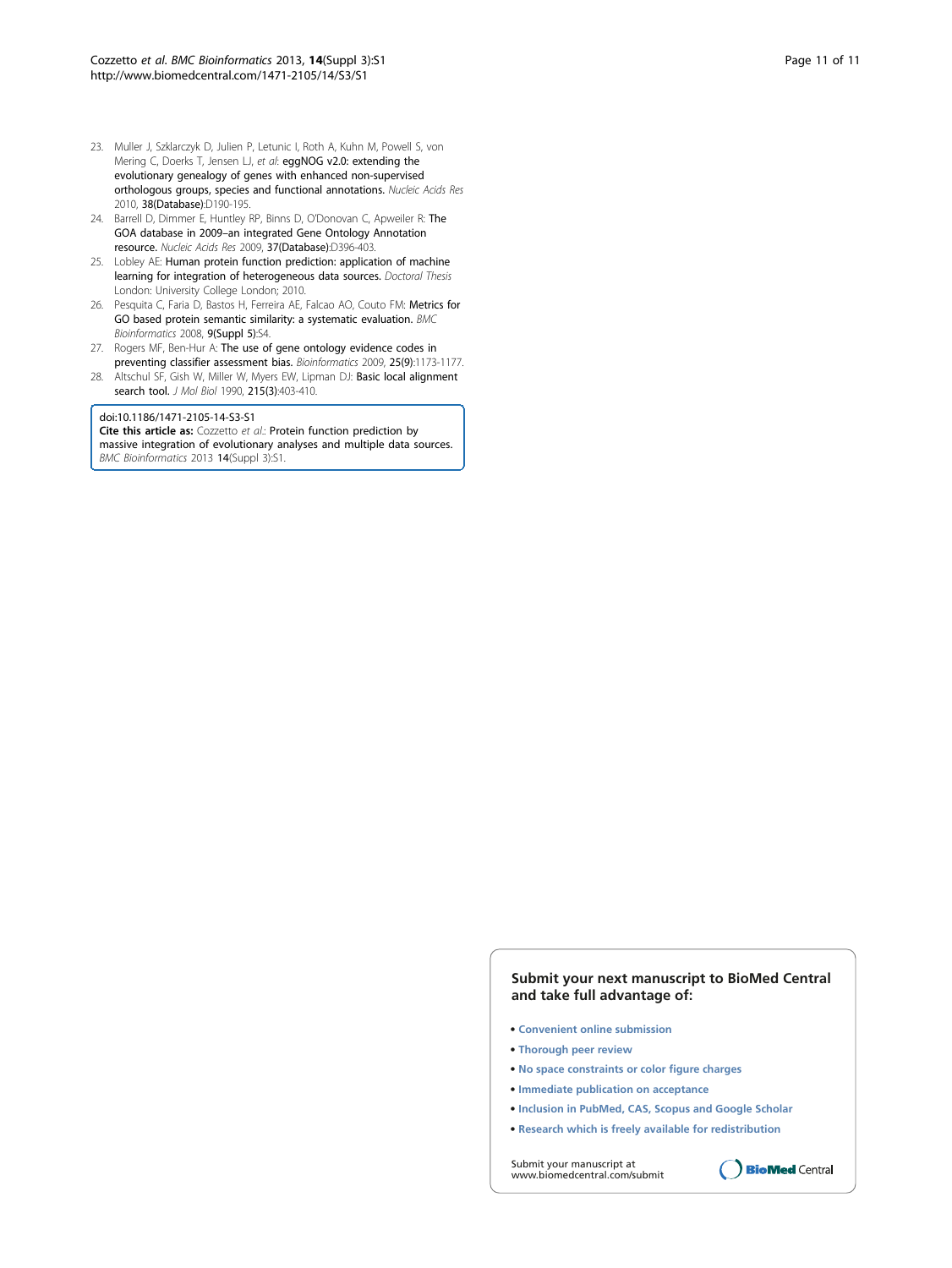23. Muller J, Szklarczyk D, Julien P, Letunic I, Roth A, Kuhn M, Powell S, von Mering C, Doerks T, Jensen LJ, *et al*: **eggNOG v2.0: extending the evolutionary genealogy of genes with enhanced non-supervised orthologous groups, species and functional annotations.** *Nucleic Acids Res* 2010, **38(Database)**:D190-195.
24. Barrell D, Dimmer E, Huntley RP, Binns D, O'Donovan C, Apweiler R: **The GOA database in 2009–an integrated Gene Ontology Annotation resource.** *Nucleic Acids Res* 2009, **37(Database)**:D396-403.
25. Lobley AE: **Human protein function prediction: application of machine learning for integration of heterogeneous data sources.** *Doctoral Thesis* London: University College London; 2010.
26. Pesquita C, Faria D, Bastos H, Ferreira AE, Falcao AO, Couto FM: **Metrics for GO based protein semantic similarity: a systematic evaluation.** *BMC Bioinformatics* 2008, **9(Suppl 5)**:S4.
27. Rogers MF, Ben-Hur A: **The use of gene ontology evidence codes in preventing classifier assessment bias.** *Bioinformatics* 2009, **25(9)**:1173-1177.
28. Altschul SF, Gish W, Miller W, Myers EW, Lipman DJ: **Basic local alignment search tool.** *J Mol Biol* 1990, **215(3)**:403-410.

doi:10.1186/1471-2105-14-S3-S1
**Cite this article as:** Cozzetto *et al.*: Protein function prediction by massive integration of evolutionary analyses and multiple data sources. *BMC Bioinformatics* 2013 **14**(Suppl 3):S1.

**Submit your next manuscript to BioMed Central and take full advantage of:**

- **Convenient online submission**
- **Thorough peer review**
- **No space constraints or color figure charges**
- **Immediate publication on acceptance**
- **Inclusion in PubMed, CAS, Scopus and Google Scholar**
- **Research which is freely available for redistribution**

Submit your manuscript at
www.biomedcentral.com/submit

BioMed Central